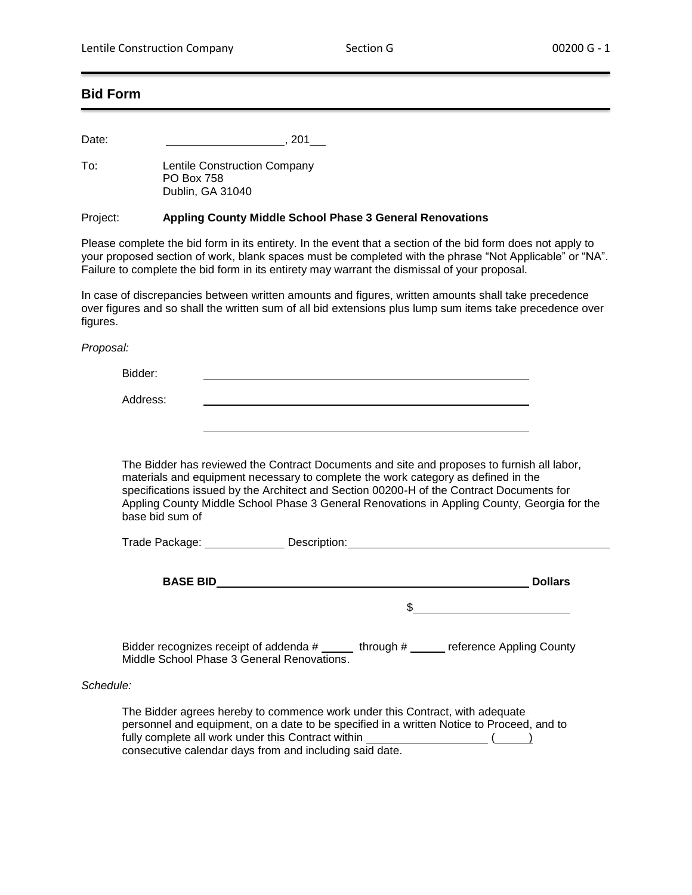## Bid Form

Date: ____________________, 201___

To: Lentile Construction Company
PO Box 758
Dublin, GA 31040

Project: **Appling County Middle School Phase 3 General Renovations**

Please complete the bid form in its entirety. In the event that a section of the bid form does not apply to your proposed section of work, blank spaces must be completed with the phrase "Not Applicable" or "NA". Failure to complete the bid form in its entirety may warrant the dismissal of your proposal.

In case of discrepancies between written amounts and figures, written amounts shall take precedence over figures and so shall the written sum of all bid extensions plus lump sum items take precedence over figures.

*Proposal:*

Bidder: ________________________________________________

Address: ________________________________________________

________________________________________________

The Bidder has reviewed the Contract Documents and site and proposes to furnish all labor, materials and equipment necessary to complete the work category as defined in the specifications issued by the Architect and Section 00200-H of the Contract Documents for Appling County Middle School Phase 3 General Renovations in Appling County, Georgia for the base bid sum of

Trade Package: ______________ Description: ________________________________________

**BASE BID** ________________________________________________ **Dollars**

$ ________________________

Bidder recognizes receipt of addenda # _____ through # _____ reference Appling County Middle School Phase 3 General Renovations.

*Schedule:*

The Bidder agrees hereby to commence work under this Contract, with adequate personnel and equipment, on a date to be specified in a written Notice to Proceed, and to fully complete all work under this Contract within ____________________ (_____) consecutive calendar days from and including said date.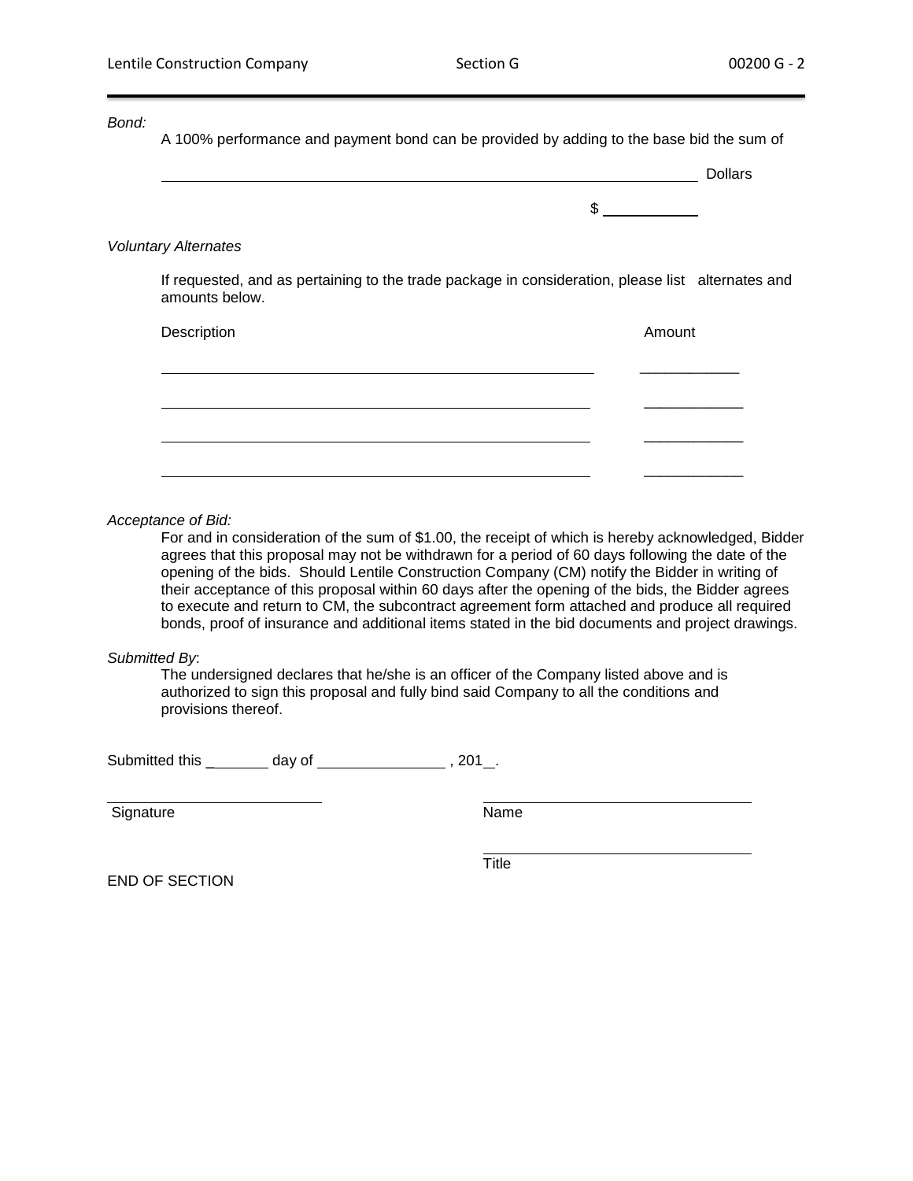*Bond:*

A 100% performance and payment bond can be provided by adding to the base bid the sum of

_______________________________________________________________ Dollars

$ ____________

*Voluntary Alternates*

If requested, and as pertaining to the trade package in consideration, please list alternates and amounts below.

| Description | Amount |
| --- | --- |
| ____________________________________________________ | ____________ |
| ____________________________________________________ | ____________ |
| ____________________________________________________ | ____________ |
| ____________________________________________________ | ____________ |

*Acceptance of Bid:*

For and in consideration of the sum of $1.00, the receipt of which is hereby acknowledged, Bidder agrees that this proposal may not be withdrawn for a period of 60 days following the date of the opening of the bids. Should Lentile Construction Company (CM) notify the Bidder in writing of their acceptance of this proposal within 60 days after the opening of the bids, the Bidder agrees to execute and return to CM, the subcontract agreement form attached and produce all required bonds, proof of insurance and additional items stated in the bid documents and project drawings.

*Submitted By*:

The undersigned declares that he/she is an officer of the Company listed above and is authorized to sign this proposal and fully bind said Company to all the conditions and provisions thereof.

Submitted this ________ day of ________________ , 201_.

__________________________ Signature

________________________________ Name

________________________________ Title

END OF SECTION